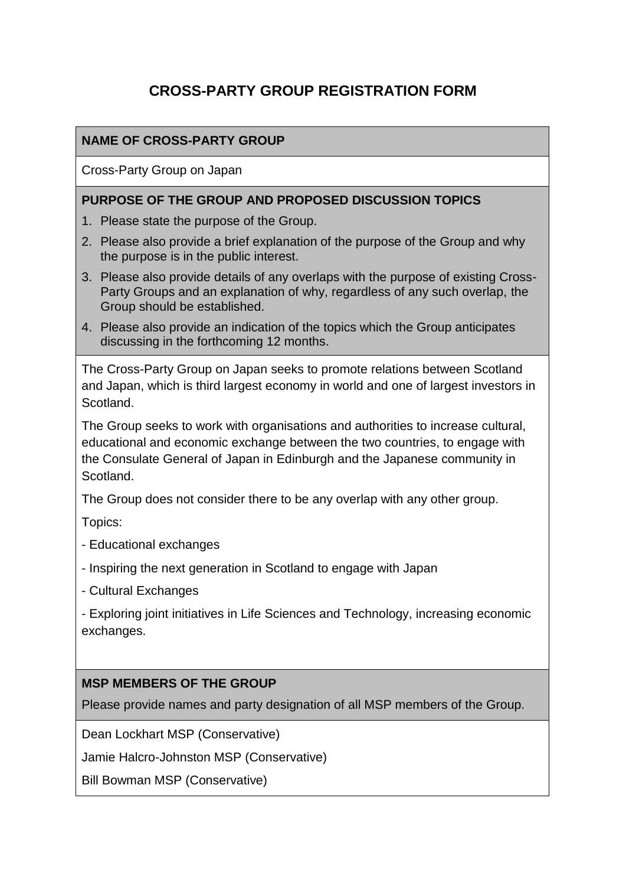# CROSS-PARTY GROUP REGISTRATION FORM

**NAME OF CROSS-PARTY GROUP**

Cross-Party Group on Japan

**PURPOSE OF THE GROUP AND PROPOSED DISCUSSION TOPICS**

1. Please state the purpose of the Group.
2. Please also provide a brief explanation of the purpose of the Group and why the purpose is in the public interest.
3. Please also provide details of any overlaps with the purpose of existing Cross-Party Groups and an explanation of why, regardless of any such overlap, the Group should be established.
4. Please also provide an indication of the topics which the Group anticipates discussing in the forthcoming 12 months.

The Cross-Party Group on Japan seeks to promote relations between Scotland and Japan, which is third largest economy in world and one of largest investors in Scotland.

The Group seeks to work with organisations and authorities to increase cultural, educational and economic exchange between the two countries, to engage with the Consulate General of Japan in Edinburgh and the Japanese community in Scotland.

The Group does not consider there to be any overlap with any other group.

Topics:

- Educational exchanges

- Inspiring the next generation in Scotland to engage with Japan

- Cultural Exchanges

- Exploring joint initiatives in Life Sciences and Technology, increasing economic exchanges.

**MSP MEMBERS OF THE GROUP**

Please provide names and party designation of all MSP members of the Group.

Dean Lockhart MSP (Conservative)

Jamie Halcro-Johnston MSP (Conservative)

Bill Bowman MSP (Conservative)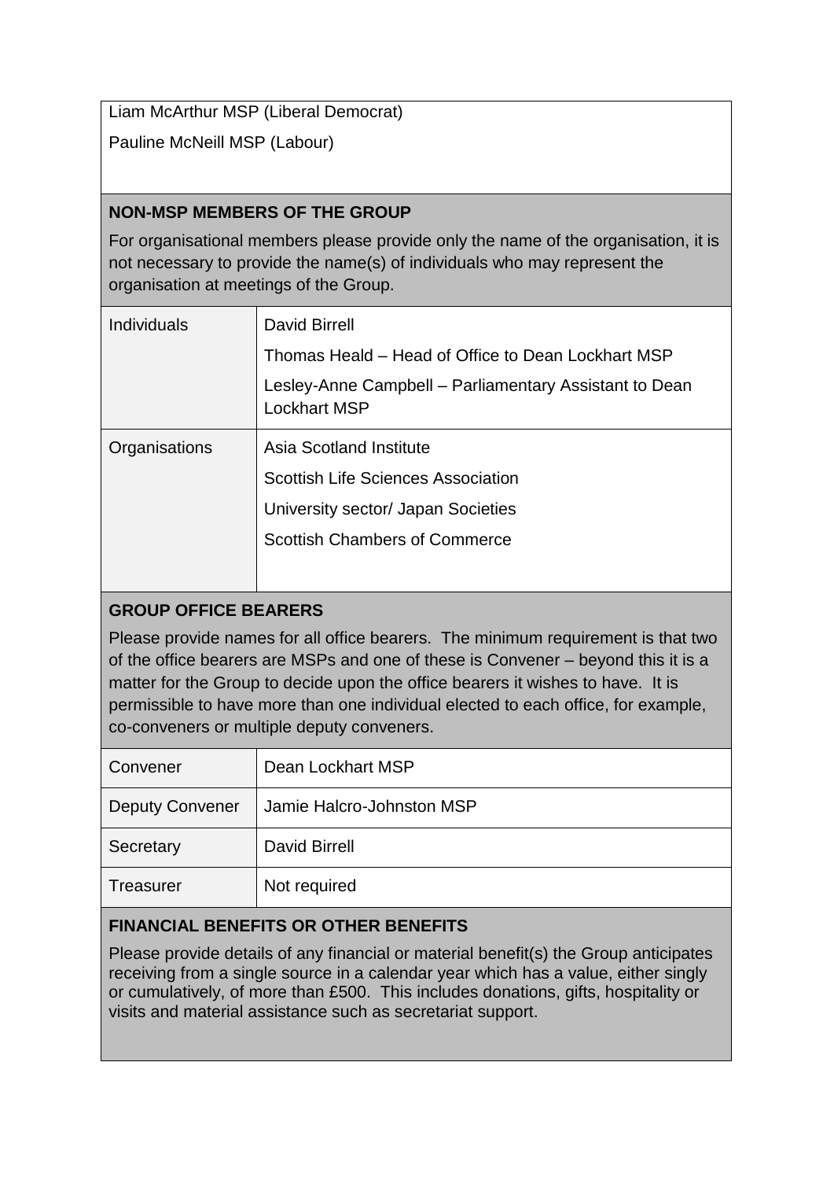Liam McArthur MSP (Liberal Democrat)

Pauline McNeill MSP (Labour)

**NON-MSP MEMBERS OF THE GROUP**

For organisational members please provide only the name of the organisation, it is not necessary to provide the name(s) of individuals who may represent the organisation at meetings of the Group.

| | |
|---|---|
| Individuals | David Birrell<br>Thomas Heald – Head of Office to Dean Lockhart MSP<br>Lesley-Anne Campbell – Parliamentary Assistant to Dean Lockhart MSP |
| Organisations | Asia Scotland Institute<br>Scottish Life Sciences Association<br>University sector/ Japan Societies<br>Scottish Chambers of Commerce |

**GROUP OFFICE BEARERS**

Please provide names for all office bearers. The minimum requirement is that two of the office bearers are MSPs and one of these is Convener – beyond this it is a matter for the Group to decide upon the office bearers it wishes to have. It is permissible to have more than one individual elected to each office, for example, co-conveners or multiple deputy conveners.

| | |
|---|---|
| Convener | Dean Lockhart MSP |
| Deputy Convener | Jamie Halcro-Johnston MSP |
| Secretary | David Birrell |
| Treasurer | Not required |

**FINANCIAL BENEFITS OR OTHER BENEFITS**

Please provide details of any financial or material benefit(s) the Group anticipates receiving from a single source in a calendar year which has a value, either singly or cumulatively, of more than £500. This includes donations, gifts, hospitality or visits and material assistance such as secretariat support.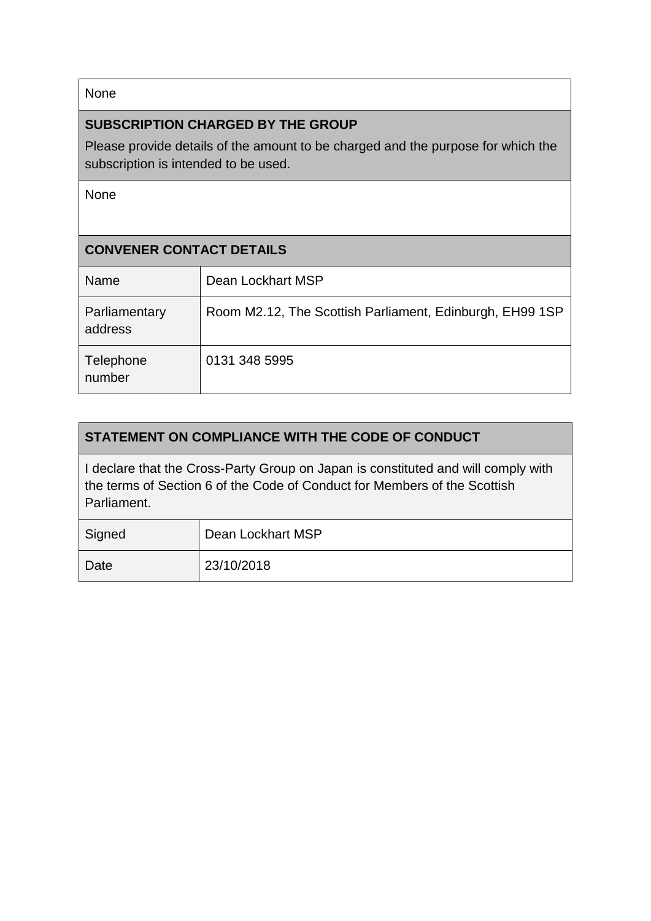None

| SUBSCRIPTION CHARGED BY THE GROUP |
|---|
| Please provide details of the amount to be charged and the purpose for which the subscription is intended to be used. |
| None |

| CONVENER CONTACT DETAILS | |
|---|---|
| Name | Dean Lockhart MSP |
| Parliamentary address | Room M2.12, The Scottish Parliament, Edinburgh, EH99 1SP |
| Telephone number | 0131 348 5995 |

| STATEMENT ON COMPLIANCE WITH THE CODE OF CONDUCT | |
|---|---|
| I declare that the Cross-Party Group on Japan is constituted and will comply with the terms of Section 6 of the Code of Conduct for Members of the Scottish Parliament. | |
| Signed | Dean Lockhart MSP |
| Date | 23/10/2018 |